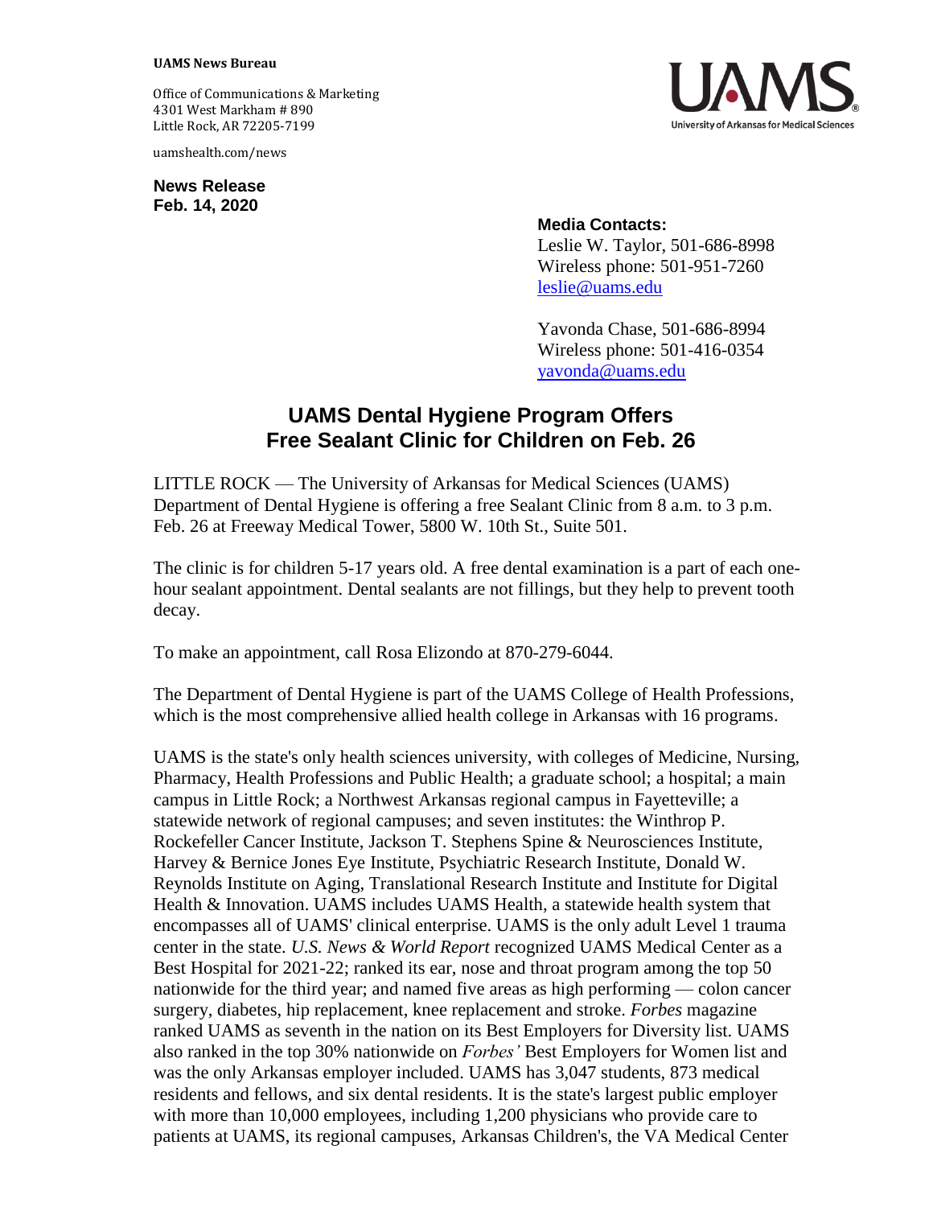**UAMS News Bureau**

Office of Communications & Marketing
4301 West Markham # 890
Little Rock, AR 72205-7199

uamshealth.com/news

UAMS
University of Arkansas for Medical Sciences

**News Release**
**Feb. 14, 2020**

**Media Contacts:**
Leslie W. Taylor, 501-686-8998
Wireless phone: 501-951-7260
leslie@uams.edu

Yavonda Chase, 501-686-8994
Wireless phone: 501-416-0354
yavonda@uams.edu

# UAMS Dental Hygiene Program Offers Free Sealant Clinic for Children on Feb. 26

LITTLE ROCK — The University of Arkansas for Medical Sciences (UAMS) Department of Dental Hygiene is offering a free Sealant Clinic from 8 a.m. to 3 p.m. Feb. 26 at Freeway Medical Tower, 5800 W. 10th St., Suite 501.

The clinic is for children 5-17 years old. A free dental examination is a part of each one-hour sealant appointment. Dental sealants are not fillings, but they help to prevent tooth decay.

To make an appointment, call Rosa Elizondo at 870-279-6044.

The Department of Dental Hygiene is part of the UAMS College of Health Professions, which is the most comprehensive allied health college in Arkansas with 16 programs.

UAMS is the state's only health sciences university, with colleges of Medicine, Nursing, Pharmacy, Health Professions and Public Health; a graduate school; a hospital; a main campus in Little Rock; a Northwest Arkansas regional campus in Fayetteville; a statewide network of regional campuses; and seven institutes: the Winthrop P. Rockefeller Cancer Institute, Jackson T. Stephens Spine & Neurosciences Institute, Harvey & Bernice Jones Eye Institute, Psychiatric Research Institute, Donald W. Reynolds Institute on Aging, Translational Research Institute and Institute for Digital Health & Innovation. UAMS includes UAMS Health, a statewide health system that encompasses all of UAMS' clinical enterprise. UAMS is the only adult Level 1 trauma center in the state. *U.S. News & World Report* recognized UAMS Medical Center as a Best Hospital for 2021-22; ranked its ear, nose and throat program among the top 50 nationwide for the third year; and named five areas as high performing — colon cancer surgery, diabetes, hip replacement, knee replacement and stroke. *Forbes* magazine ranked UAMS as seventh in the nation on its Best Employers for Diversity list. UAMS also ranked in the top 30% nationwide on *Forbes'* Best Employers for Women list and was the only Arkansas employer included. UAMS has 3,047 students, 873 medical residents and fellows, and six dental residents. It is the state's largest public employer with more than 10,000 employees, including 1,200 physicians who provide care to patients at UAMS, its regional campuses, Arkansas Children's, the VA Medical Center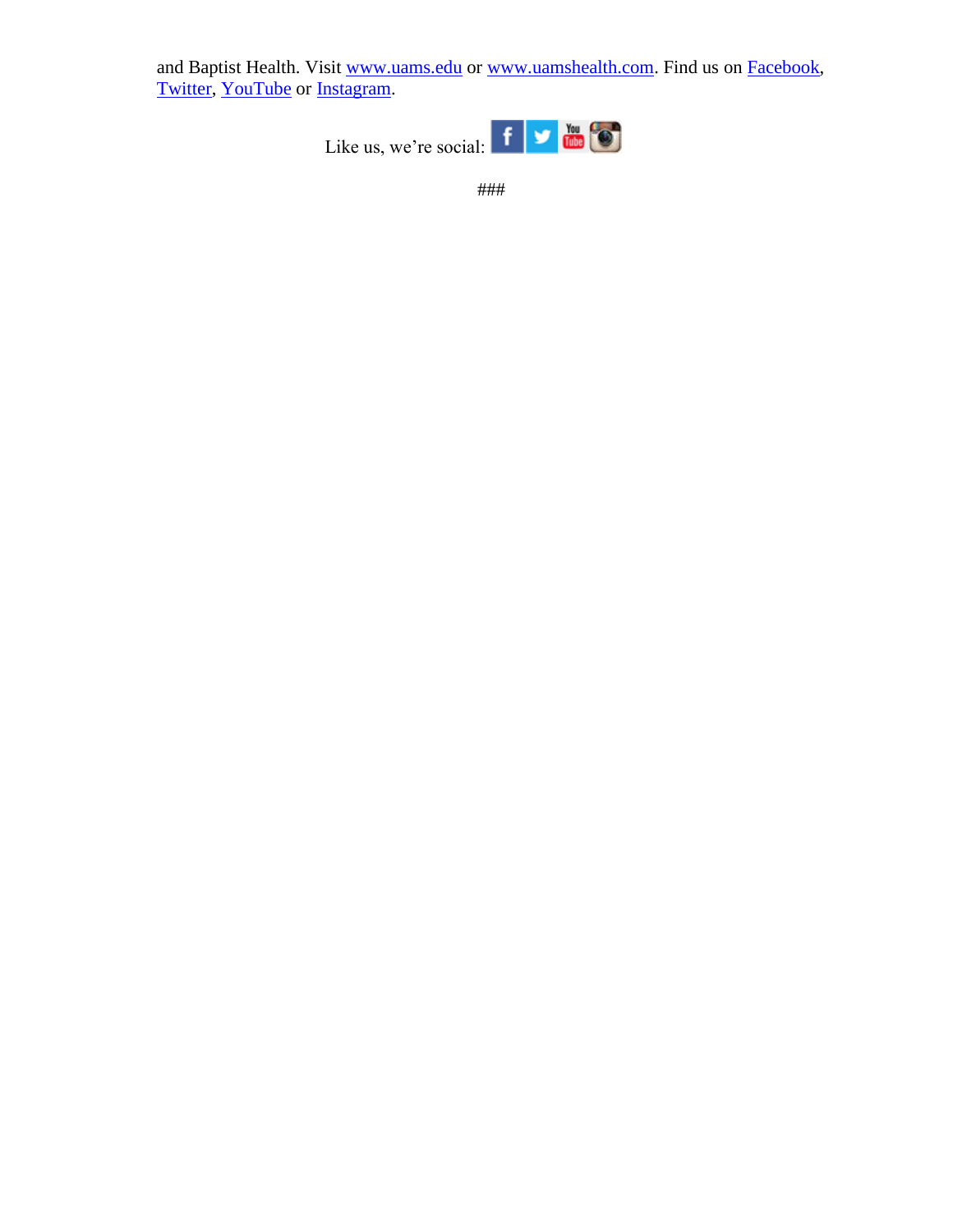and Baptist Health. Visit www.uams.edu or www.uamshealth.com. Find us on Facebook, Twitter, YouTube or Instagram.

Like us, we're social:

###